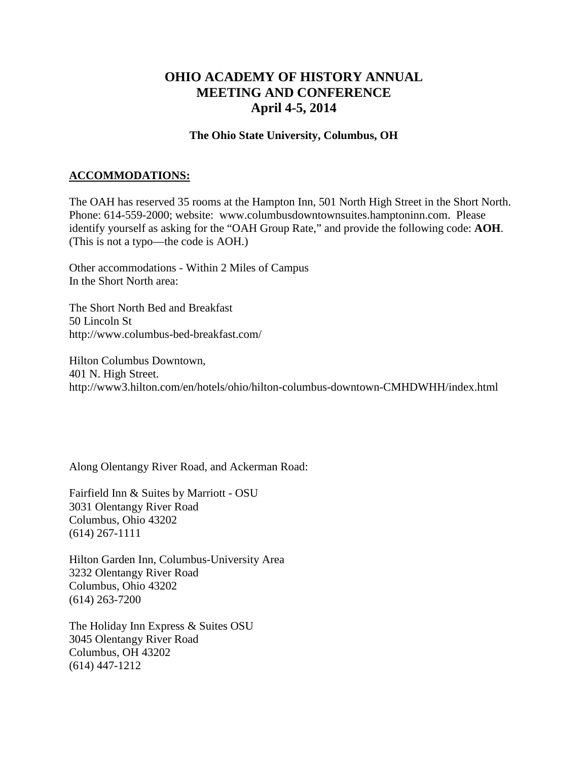# OHIO ACADEMY OF HISTORY ANNUAL MEETING AND CONFERENCE April 4-5, 2014

### The Ohio State University, Columbus, OH

## ACCOMMODATIONS:

The OAH has reserved 35 rooms at the Hampton Inn, 501 North High Street in the Short North. Phone: 614-559-2000; website: www.columbusdowntownsuites.hamptoninn.com. Please identify yourself as asking for the "OAH Group Rate," and provide the following code: **AOH**. (This is not a typo—the code is AOH.)

Other accommodations - Within 2 Miles of Campus
In the Short North area:

The Short North Bed and Breakfast
50 Lincoln St
http://www.columbus-bed-breakfast.com/

Hilton Columbus Downtown,
401 N. High Street.
http://www3.hilton.com/en/hotels/ohio/hilton-columbus-downtown-CMHDWHH/index.html

Along Olentangy River Road, and Ackerman Road:

Fairfield Inn & Suites by Marriott - OSU
3031 Olentangy River Road
Columbus, Ohio 43202
(614) 267-1111

Hilton Garden Inn, Columbus-University Area
3232 Olentangy River Road
Columbus, Ohio 43202
(614) 263-7200

The Holiday Inn Express & Suites OSU
3045 Olentangy River Road
Columbus, OH 43202
(614) 447-1212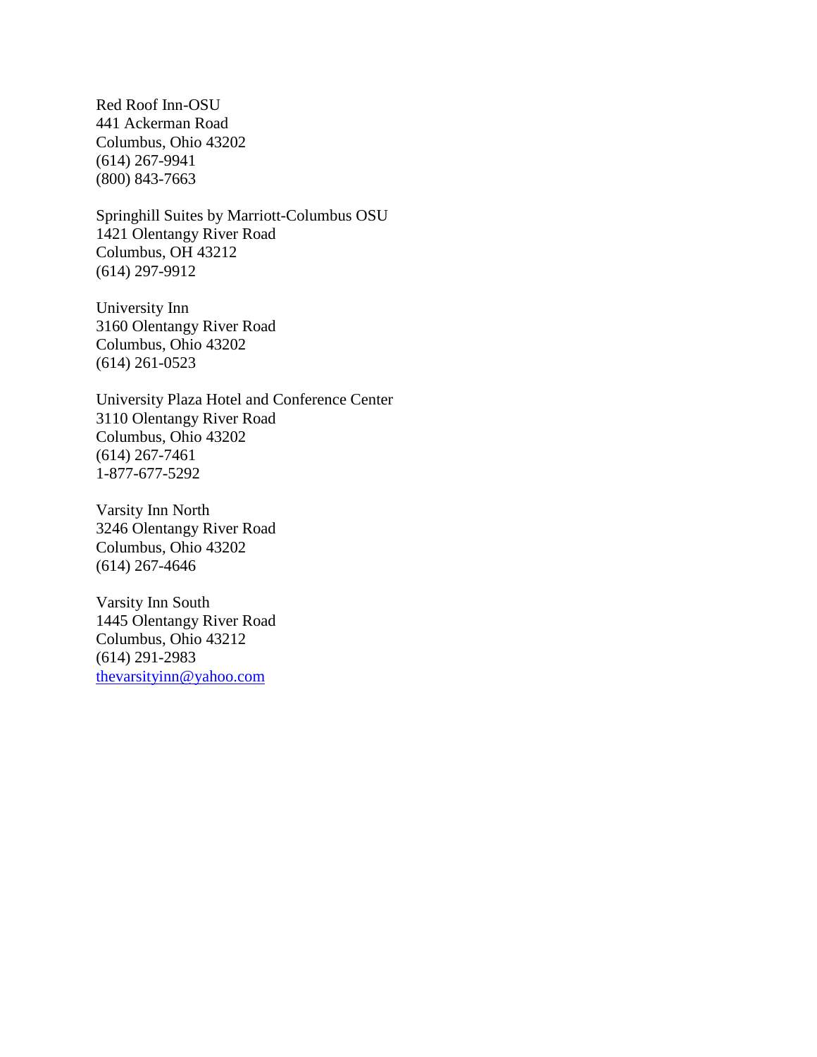Red Roof Inn-OSU
441 Ackerman Road
Columbus, Ohio 43202
(614) 267-9941
(800) 843-7663

Springhill Suites by Marriott-Columbus OSU
1421 Olentangy River Road
Columbus, OH 43212
(614) 297-9912

University Inn
3160 Olentangy River Road
Columbus, Ohio 43202
(614) 261-0523

University Plaza Hotel and Conference Center
3110 Olentangy River Road
Columbus, Ohio 43202
(614) 267-7461
1-877-677-5292

Varsity Inn North
3246 Olentangy River Road
Columbus, Ohio 43202
(614) 267-4646

Varsity Inn South
1445 Olentangy River Road
Columbus, Ohio 43212
(614) 291-2983
thevarsityinn@yahoo.com